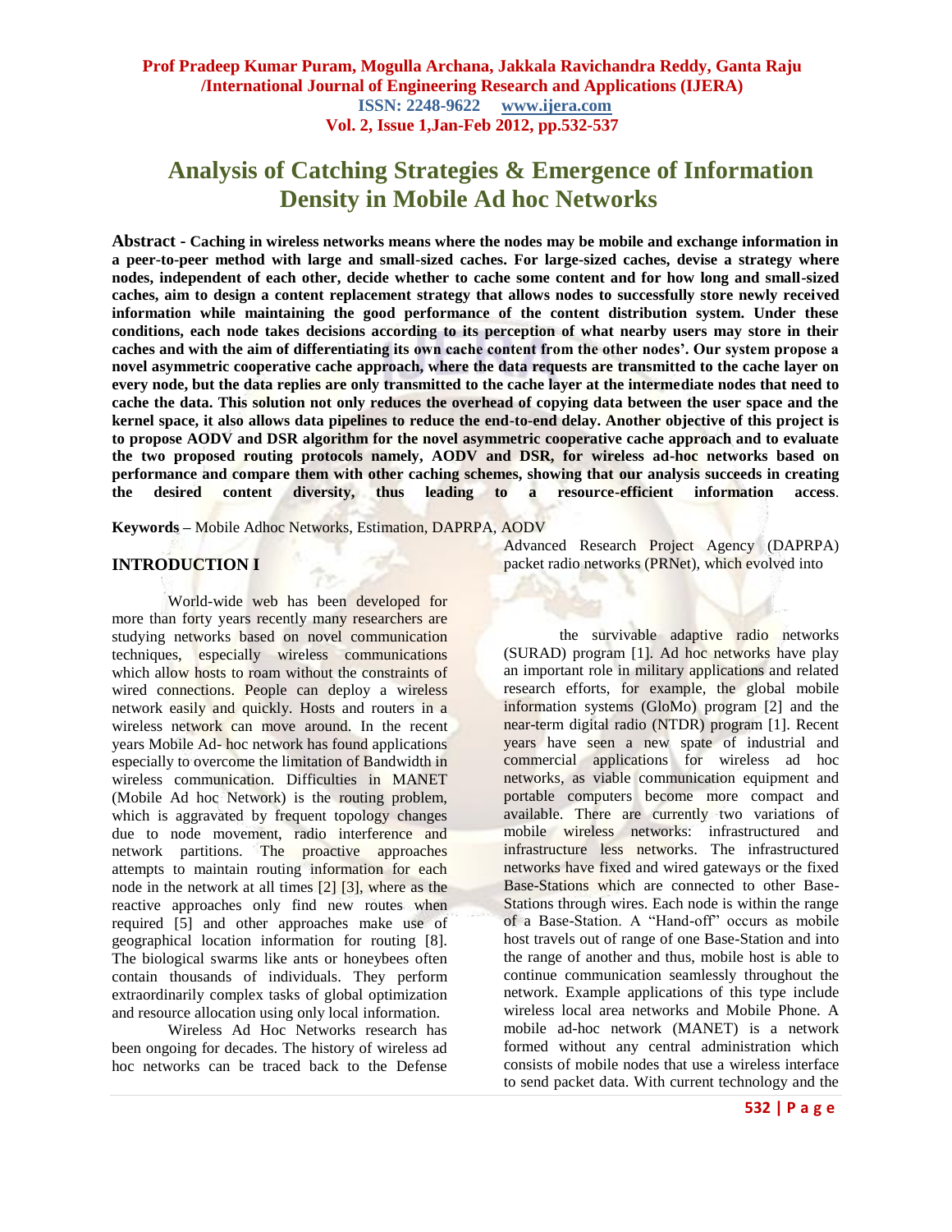# Analysis of Catching Strategies & Emergence of Information Density in Mobile Ad hoc Networks

**Abstract - Caching in wireless networks means where the nodes may be mobile and exchange information in a peer-to-peer method with large and small-sized caches. For large-sized caches, devise a strategy where nodes, independent of each other, decide whether to cache some content and for how long and small-sized caches, aim to design a content replacement strategy that allows nodes to successfully store newly received information while maintaining the good performance of the content distribution system. Under these conditions, each node takes decisions according to its perception of what nearby users may store in their caches and with the aim of differentiating its own cache content from the other nodes'. Our system propose a novel asymmetric cooperative cache approach, where the data requests are transmitted to the cache layer on every node, but the data replies are only transmitted to the cache layer at the intermediate nodes that need to cache the data. This solution not only reduces the overhead of copying data between the user space and the kernel space, it also allows data pipelines to reduce the end-to-end delay. Another objective of this project is to propose AODV and DSR algorithm for the novel asymmetric cooperative cache approach and to evaluate the two proposed routing protocols namely, AODV and DSR, for wireless ad-hoc networks based on performance and compare them with other caching schemes, showing that our analysis succeeds in creating the desired content diversity, thus leading to a resource-efficient information access.**

**Keywords –** Mobile Adhoc Networks, Estimation, DAPRPA, AODV

## INTRODUCTION I

World-wide web has been developed for more than forty years recently many researchers are studying networks based on novel communication techniques, especially wireless communications which allow hosts to roam without the constraints of wired connections. People can deploy a wireless network easily and quickly. Hosts and routers in a wireless network can move around. In the recent years Mobile Ad- hoc network has found applications especially to overcome the limitation of Bandwidth in wireless communication. Difficulties in MANET (Mobile Ad hoc Network) is the routing problem, which is aggravated by frequent topology changes due to node movement, radio interference and network partitions. The proactive approaches attempts to maintain routing information for each node in the network at all times [2] [3], where as the reactive approaches only find new routes when required [5] and other approaches make use of geographical location information for routing [8]. The biological swarms like ants or honeybees often contain thousands of individuals. They perform extraordinarily complex tasks of global optimization and resource allocation using only local information.

Wireless Ad Hoc Networks research has been ongoing for decades. The history of wireless ad hoc networks can be traced back to the Defense Advanced Research Project Agency (DAPRPA) packet radio networks (PRNet), which evolved into the survivable adaptive radio networks (SURAD) program [1]. Ad hoc networks have play an important role in military applications and related research efforts, for example, the global mobile information systems (GloMo) program [2] and the near-term digital radio (NTDR) program [1]. Recent years have seen a new spate of industrial and commercial applications for wireless ad hoc networks, as viable communication equipment and portable computers become more compact and available. There are currently two variations of mobile wireless networks: infrastructured and infrastructure less networks. The infrastructured networks have fixed and wired gateways or the fixed Base-Stations which are connected to other Base-Stations through wires. Each node is within the range of a Base-Station. A "Hand-off" occurs as mobile host travels out of range of one Base-Station and into the range of another and thus, mobile host is able to continue communication seamlessly throughout the network. Example applications of this type include wireless local area networks and Mobile Phone. A mobile ad-hoc network (MANET) is a network formed without any central administration which consists of mobile nodes that use a wireless interface to send packet data. With current technology and the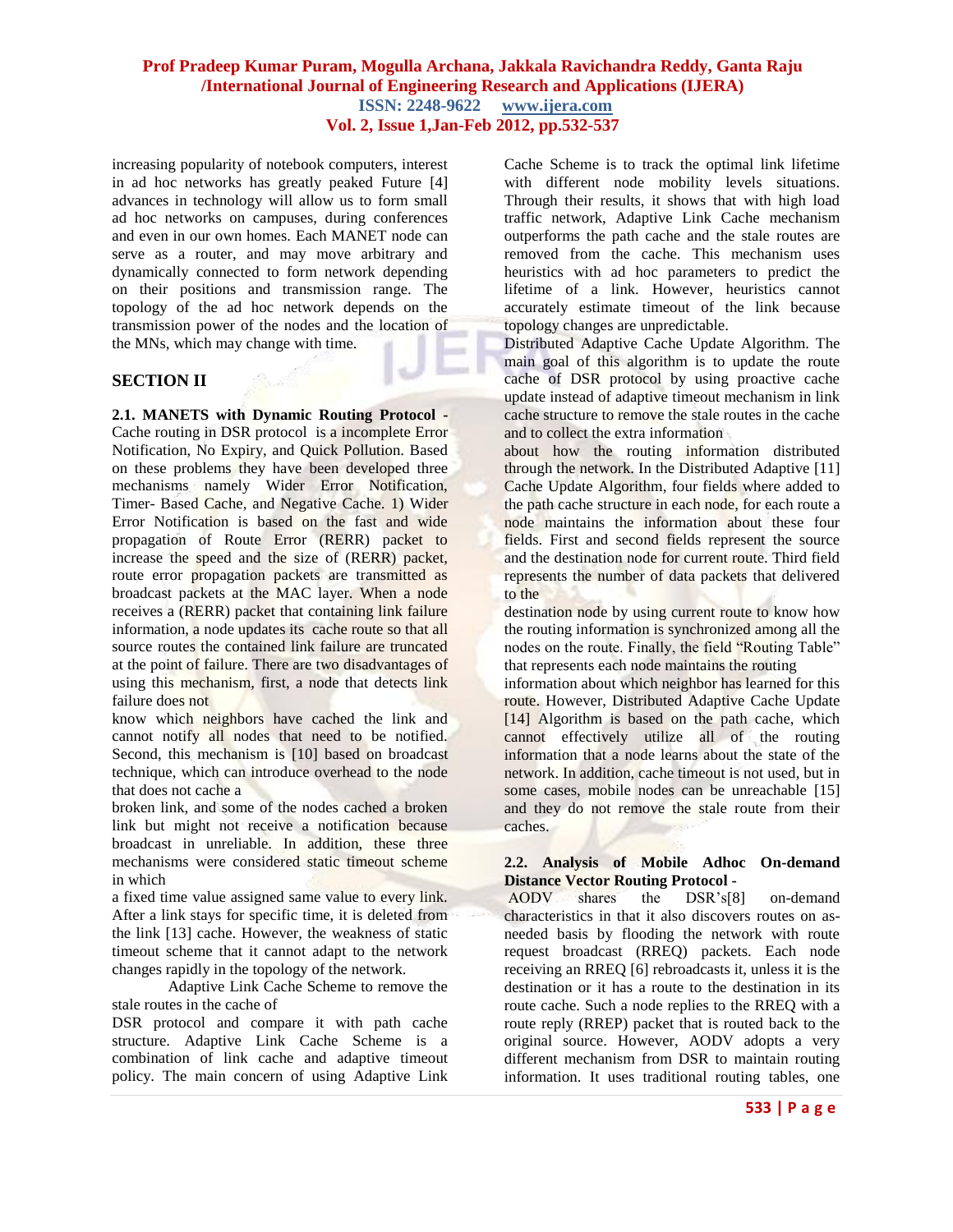increasing popularity of notebook computers, interest in ad hoc networks has greatly peaked Future [4] advances in technology will allow us to form small ad hoc networks on campuses, during conferences and even in our own homes. Each MANET node can serve as a router, and may move arbitrary and dynamically connected to form network depending on their positions and transmission range. The topology of the ad hoc network depends on the transmission power of the nodes and the location of the MNs, which may change with time.

## SECTION II

**2.1. MANETS with Dynamic Routing Protocol -** Cache routing in DSR protocol is a incomplete Error Notification, No Expiry, and Quick Pollution. Based on these problems they have been developed three mechanisms namely Wider Error Notification, Timer- Based Cache, and Negative Cache. 1) Wider Error Notification is based on the fast and wide propagation of Route Error (RERR) packet to increase the speed and the size of (RERR) packet, route error propagation packets are transmitted as broadcast packets at the MAC layer. When a node receives a (RERR) packet that containing link failure information, a node updates its cache route so that all source routes the contained link failure are truncated at the point of failure. There are two disadvantages of using this mechanism, first, a node that detects link failure does not know which neighbors have cached the link and cannot notify all nodes that need to be notified. Second, this mechanism is [10] based on broadcast technique, which can introduce overhead to the node that does not cache a broken link, and some of the nodes cached a broken link but might not receive a notification because broadcast in unreliable. In addition, these three mechanisms were considered static timeout scheme in which a fixed time value assigned same value to every link. After a link stays for specific time, it is deleted from the link [13] cache. However, the weakness of static timeout scheme that it cannot adapt to the network changes rapidly in the topology of the network.

Adaptive Link Cache Scheme to remove the stale routes in the cache of DSR protocol and compare it with path cache structure. Adaptive Link Cache Scheme is a combination of link cache and adaptive timeout policy. The main concern of using Adaptive Link Cache Scheme is to track the optimal link lifetime with different node mobility levels situations. Through their results, it shows that with high load traffic network, Adaptive Link Cache mechanism outperforms the path cache and the stale routes are removed from the cache. This mechanism uses heuristics with ad hoc parameters to predict the lifetime of a link. However, heuristics cannot accurately estimate timeout of the link because topology changes are unpredictable.

Distributed Adaptive Cache Update Algorithm. The main goal of this algorithm is to update the route cache of DSR protocol by using proactive cache update instead of adaptive timeout mechanism in link cache structure to remove the stale routes in the cache and to collect the extra information about how the routing information distributed through the network. In the Distributed Adaptive [11] Cache Update Algorithm, four fields where added to the path cache structure in each node, for each route a node maintains the information about these four fields. First and second fields represent the source and the destination node for current route. Third field represents the number of data packets that delivered to the destination node by using current route to know how the routing information is synchronized among all the nodes on the route. Finally, the field "Routing Table" that represents each node maintains the routing information about which neighbor has learned for this route. However, Distributed Adaptive Cache Update [14] Algorithm is based on the path cache, which cannot effectively utilize all of the routing information that a node learns about the state of the network. In addition, cache timeout is not used, but in some cases, mobile nodes can be unreachable [15] and they do not remove the stale route from their caches.

**2.2. Analysis of Mobile Adhoc On-demand Distance Vector Routing Protocol -** AODV shares the DSR's[8] on-demand characteristics in that it also discovers routes on as-needed basis by flooding the network with route request broadcast (RREQ) packets. Each node receiving an RREQ [6] rebroadcasts it, unless it is the destination or it has a route to the destination in its route cache. Such a node replies to the RREQ with a route reply (RREP) packet that is routed back to the original source. However, AODV adopts a very different mechanism from DSR to maintain routing information. It uses traditional routing tables, one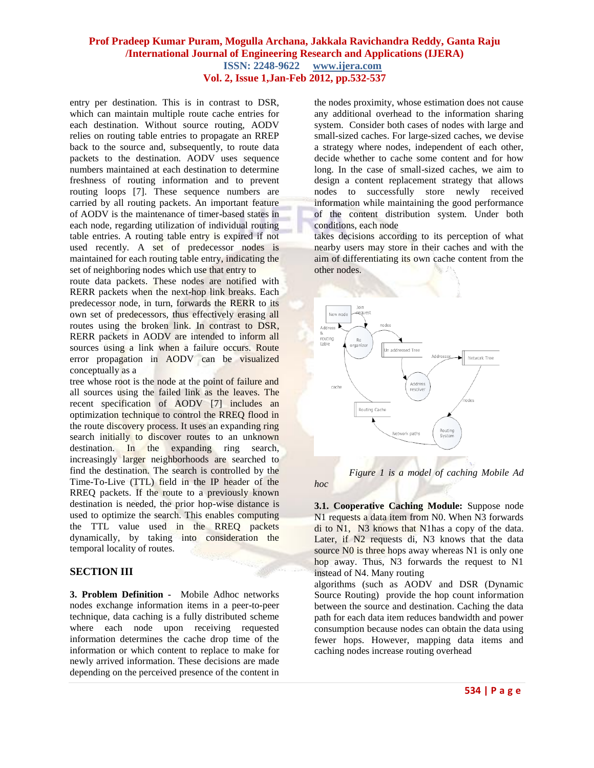entry per destination. This is in contrast to DSR, which can maintain multiple route cache entries for each destination. Without source routing, AODV relies on routing table entries to propagate an RREP back to the source and, subsequently, to route data packets to the destination. AODV uses sequence numbers maintained at each destination to determine freshness of routing information and to prevent routing loops [7]. These sequence numbers are carried by all routing packets. An important feature of AODV is the maintenance of timer-based states in each node, regarding utilization of individual routing table entries. A routing table entry is expired if not used recently. A set of predecessor nodes is maintained for each routing table entry, indicating the set of neighboring nodes which use that entry to route data packets. These nodes are notified with RERR packets when the next-hop link breaks. Each predecessor node, in turn, forwards the RERR to its own set of predecessors, thus effectively erasing all routes using the broken link. In contrast to DSR, RERR packets in AODV are intended to inform all sources using a link when a failure occurs. Route error propagation in AODV can be visualized conceptually as a tree whose root is the node at the point of failure and all sources using the failed link as the leaves. The recent specification of AODV [7] includes an optimization technique to control the RREQ flood in the route discovery process. It uses an expanding ring search initially to discover routes to an unknown destination. In the expanding ring search, increasingly larger neighborhoods are searched to find the destination. The search is controlled by the Time-To-Live (TTL) field in the IP header of the RREQ packets. If the route to a previously known destination is needed, the prior hop-wise distance is used to optimize the search. This enables computing the TTL value used in the RREQ packets dynamically, by taking into consideration the temporal locality of routes.

## SECTION III

**3. Problem Definition -** Mobile Adhoc networks nodes exchange information items in a peer-to-peer technique, data caching is a fully distributed scheme where each node upon receiving requested information determines the cache drop time of the information or which content to replace to make for newly arrived information. These decisions are made depending on the perceived presence of the content in the nodes proximity, whose estimation does not cause any additional overhead to the information sharing system. Consider both cases of nodes with large and small-sized caches. For large-sized caches, we devise a strategy where nodes, independent of each other, decide whether to cache some content and for how long. In the case of small-sized caches, we aim to design a content replacement strategy that allows nodes to successfully store newly received information while maintaining the good performance of the content distribution system. Under both conditions, each node takes decisions according to its perception of what nearby users may store in their caches and with the aim of differentiating its own cache content from the other nodes.

*Figure 1 is a model of caching Mobile Ad hoc*

**3.1. Cooperative Caching Module:** Suppose node N1 requests a data item from N0. When N3 forwards di to N1, N3 knows that N1has a copy of the data. Later, if N2 requests di, N3 knows that the data source N0 is three hops away whereas N1 is only one hop away. Thus, N3 forwards the request to N1 instead of N4. Many routing algorithms (such as AODV and DSR (Dynamic Source Routing) provide the hop count information between the source and destination. Caching the data path for each data item reduces bandwidth and power consumption because nodes can obtain the data using fewer hops. However, mapping data items and caching nodes increase routing overhead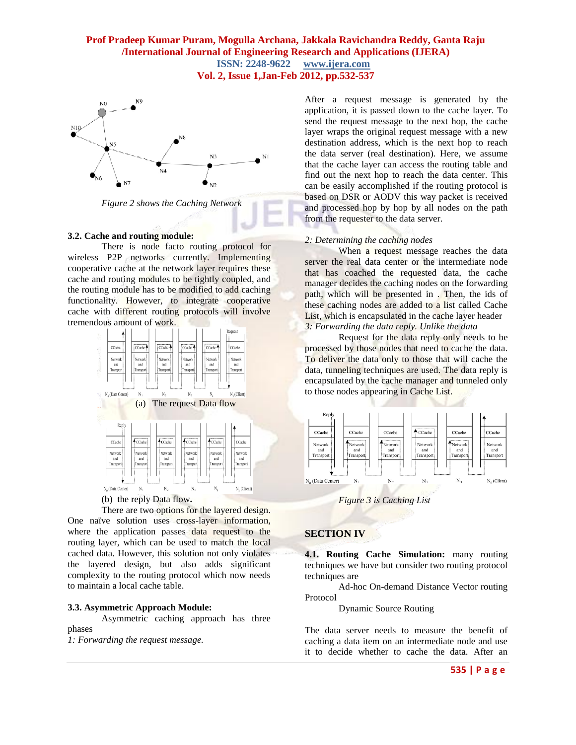Figure 2 shows the Caching Network

### 3.2. Cache and routing module:

There is node facto routing protocol for wireless P2P networks currently. Implementing cooperative cache at the network layer requires these cache and routing modules to be tightly coupled, and the routing module has to be modified to add caching functionality. However, to integrate cooperative cache with different routing protocols will involve tremendous amount of work.

(a) The request Data flow

(b) the reply Data flow.

There are two options for the layered design. One naïve solution uses cross-layer information, where the application passes data request to the routing layer, which can be used to match the local cached data. However, this solution not only violates the layered design, but also adds significant complexity to the routing protocol which now needs to maintain a local cache table.

### 3.3. Asymmetric Approach Module:

Asymmetric caching approach has three phases

*1: Forwarding the request message.*

After a request message is generated by the application, it is passed down to the cache layer. To send the request message to the next hop, the cache layer wraps the original request message with a new destination address, which is the next hop to reach the data server (real destination). Here, we assume that the cache layer can access the routing table and find out the next hop to reach the data center. This can be easily accomplished if the routing protocol is based on DSR or AODV this way packet is received and processed hop by hop by all nodes on the path from the requester to the data server.

*2: Determining the caching nodes*

When a request message reaches the data server the real data center or the intermediate node that has coached the requested data, the cache manager decides the caching nodes on the forwarding path, which will be presented in . Then, the ids of these caching nodes are added to a list called Cache List, which is encapsulated in the cache layer header

*3: Forwarding the data reply. Unlike the data*

Request for the data reply only needs to be processed by those nodes that need to cache the data. To deliver the data only to those that will cache the data, tunneling techniques are used. The data reply is encapsulated by the cache manager and tunneled only to those nodes appearing in Cache List.

*Figure 3 is Caching List*

## SECTION IV

**4.1. Routing Cache Simulation:** many routing techniques we have but consider two routing protocol techniques are

Ad-hoc On-demand Distance Vector routing Protocol

Dynamic Source Routing

The data server needs to measure the benefit of caching a data item on an intermediate node and use it to decide whether to cache the data. After an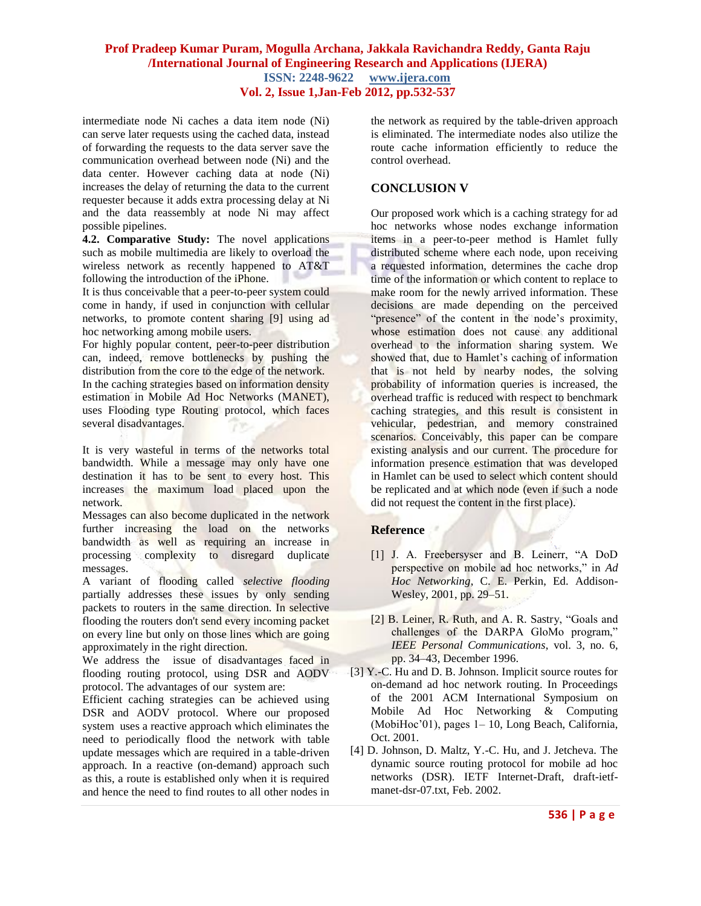intermediate node Ni caches a data item node (Ni) can serve later requests using the cached data, instead of forwarding the requests to the data server save the communication overhead between node (Ni) and the data center. However caching data at node (Ni) increases the delay of returning the data to the current requester because it adds extra processing delay at Ni and the data reassembly at node Ni may affect possible pipelines.

**4.2. Comparative Study:** The novel applications such as mobile multimedia are likely to overload the wireless network as recently happened to AT&T following the introduction of the iPhone.

It is thus conceivable that a peer-to-peer system could come in handy, if used in conjunction with cellular networks, to promote content sharing [9] using ad hoc networking among mobile users.

For highly popular content, peer-to-peer distribution can, indeed, remove bottlenecks by pushing the distribution from the core to the edge of the network.

In the caching strategies based on information density estimation in Mobile Ad Hoc Networks (MANET), uses Flooding type Routing protocol, which faces several disadvantages.

It is very wasteful in terms of the networks total bandwidth. While a message may only have one destination it has to be sent to every host. This increases the maximum load placed upon the network.

Messages can also become duplicated in the network further increasing the load on the networks bandwidth as well as requiring an increase in processing complexity to disregard duplicate messages.

A variant of flooding called *selective flooding* partially addresses these issues by only sending packets to routers in the same direction. In selective flooding the routers don't send every incoming packet on every line but only on those lines which are going approximately in the right direction.

We address the issue of disadvantages faced in flooding routing protocol, using DSR and AODV protocol. The advantages of our system are:

Efficient caching strategies can be achieved using DSR and AODV protocol. Where our proposed system uses a reactive approach which eliminates the need to periodically flood the network with table update messages which are required in a table-driven approach. In a reactive (on-demand) approach such as this, a route is established only when it is required and hence the need to find routes to all other nodes in the network as required by the table-driven approach is eliminated. The intermediate nodes also utilize the route cache information efficiently to reduce the control overhead.

## CONCLUSION V

Our proposed work which is a caching strategy for ad hoc networks whose nodes exchange information items in a peer-to-peer method is Hamlet fully distributed scheme where each node, upon receiving a requested information, determines the cache drop time of the information or which content to replace to make room for the newly arrived information. These decisions are made depending on the perceived "presence" of the content in the node's proximity, whose estimation does not cause any additional overhead to the information sharing system. We showed that, due to Hamlet's caching of information that is not held by nearby nodes, the solving probability of information queries is increased, the overhead traffic is reduced with respect to benchmark caching strategies, and this result is consistent in vehicular, pedestrian, and memory constrained scenarios. Conceivably, this paper can be compare existing analysis and our current. The procedure for information presence estimation that was developed in Hamlet can be used to select which content should be replicated and at which node (even if such a node did not request the content in the first place).

## Reference

[1] J. A. Freebersyser and B. Leinerr, "A DoD perspective on mobile ad hoc networks," in *Ad Hoc Networking*, C. E. Perkin, Ed. Addison-Wesley, 2001, pp. 29–51.

[2] B. Leiner, R. Ruth, and A. R. Sastry, "Goals and challenges of the DARPA GloMo program," *IEEE Personal Communications*, vol. 3, no. 6, pp. 34–43, December 1996.

[3] Y.-C. Hu and D. B. Johnson. Implicit source routes for on-demand ad hoc network routing. In Proceedings of the 2001 ACM International Symposium on Mobile Ad Hoc Networking & Computing (MobiHoc'01), pages 1– 10, Long Beach, California, Oct. 2001.

[4] D. Johnson, D. Maltz, Y.-C. Hu, and J. Jetcheva. The dynamic source routing protocol for mobile ad hoc networks (DSR). IETF Internet-Draft, draft-ietf-manet-dsr-07.txt, Feb. 2002.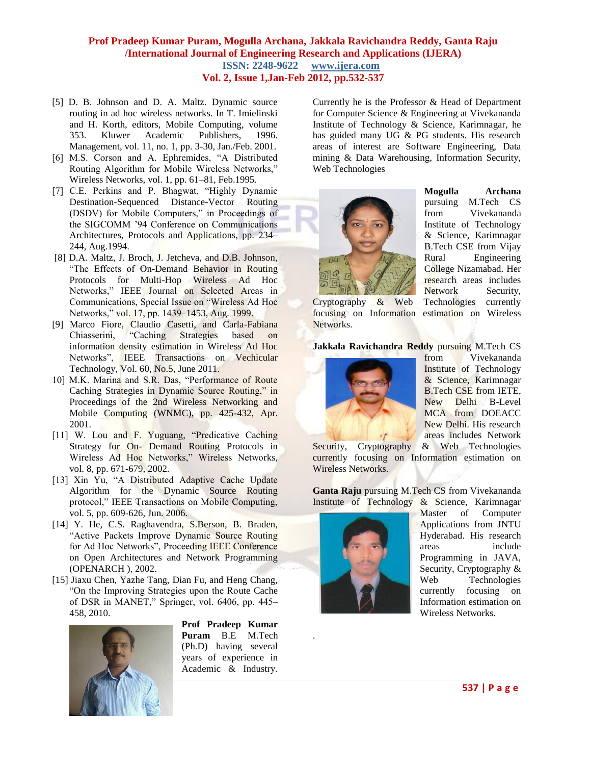[5] D. B. Johnson and D. A. Maltz. Dynamic source routing in ad hoc wireless networks. In T. Imielinski and H. Korth, editors, Mobile Computing, volume 353. Kluwer Academic Publishers, 1996. Management, vol. 11, no. 1, pp. 3-30, Jan./Feb. 2001.

[6] M.S. Corson and A. Ephremides, "A Distributed Routing Algorithm for Mobile Wireless Networks," Wireless Networks, vol. 1, pp. 61–81, Feb.1995.

[7] C.E. Perkins and P. Bhagwat, "Highly Dynamic Destination-Sequenced Distance-Vector Routing (DSDV) for Mobile Computers," in Proceedings of the SIGCOMM '94 Conference on Communications Architectures, Protocols and Applications, pp. 234–244, Aug.1994.

[8] D.A. Maltz, J. Broch, J. Jetcheva, and D.B. Johnson, "The Effects of On-Demand Behavior in Routing Protocols for Multi-Hop Wireless Ad Hoc Networks," IEEE Journal on Selected Areas in Communications, Special Issue on "Wireless Ad Hoc Networks," vol. 17, pp. 1439–1453, Aug. 1999.

[9] Marco Fiore, Claudio Casetti, and Carla-Fabiana Chiasserini, "Caching Strategies based on information density estimation in Wireless Ad Hoc Networks", IEEE Transactions on Vechicular Technology, Vol. 60, No.5, June 2011.

10] M.K. Marina and S.R. Das, "Performance of Route Caching Strategies in Dynamic Source Routing," in Proceedings of the 2nd Wireless Networking and Mobile Computing (WNMC), pp. 425-432, Apr. 2001.

[11] W. Lou and F. Yuguang, "Predicative Caching Strategy for On- Demand Routing Protocols in Wireless Ad Hoc Networks," Wireless Networks, vol. 8, pp. 671-679, 2002.

[13] Xin Yu, "A Distributed Adaptive Cache Update Algorithm for the Dynamic Source Routing protocol," IEEE Transactions on Mobile Computing, vol. 5, pp. 609-626, Jun. 2006.

[14] Y. He, C.S. Raghavendra, S.Berson, B. Braden, "Active Packets Improve Dynamic Source Routing for Ad Hoc Networks", Proceeding IEEE Conference on Open Architectures and Network Programming (OPENARCH ), 2002.

[15] Jiaxu Chen, Yazhe Tang, Dian Fu, and Heng Chang, "On the Improving Strategies upon the Route Cache of DSR in MANET," Springer, vol. 6406, pp. 445–458, 2010.

**Prof Pradeep Kumar Puram** B.E M.Tech (Ph.D) having several years of experience in Academic & Industry. Currently he is the Professor & Head of Department for Computer Science & Engineering at Vivekananda Institute of Technology & Science, Karimnagar, he has guided many UG & PG students. His research areas of interest are Software Engineering, Data mining & Data Warehousing, Information Security, Web Technologies

**Mogulla Archana** pursuing M.Tech CS from Vivekananda Institute of Technology & Science, Karimnagar B.Tech CSE from Vijay Rural Engineering College Nizamabad. Her research areas includes Network Security, Cryptography & Web Technologies currently focusing on Information estimation on Wireless Networks.

**Jakkala Ravichandra Reddy** pursuing M.Tech CS from Vivekananda Institute of Technology & Science, Karimnagar B.Tech CSE from IETE, New Delhi B-Level MCA from DOEACC New Delhi. His research areas includes Network Security, Cryptography & Web Technologies currently focusing on Information estimation on Wireless Networks.

**Ganta Raju** pursuing M.Tech CS from Vivekananda Institute of Technology & Science, Karimnagar Master of Computer Applications from JNTU Hyderabad. His research areas include Programming in JAVA, Security, Cryptography & Web Technologies currently focusing on Information estimation on Wireless Networks.